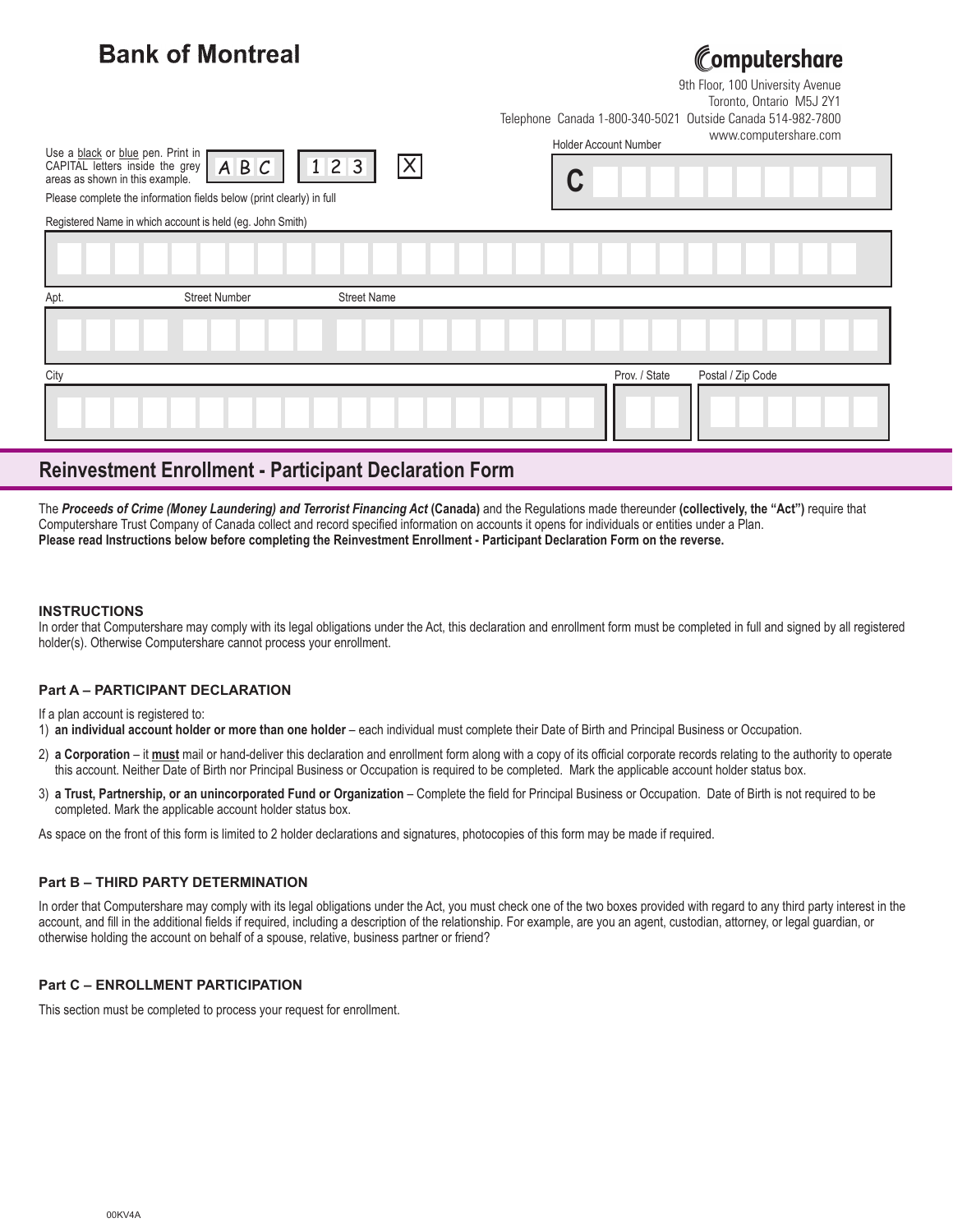# Bank of Montreal

Computershare

9th Floor, 100 University Avenue
Toronto, Ontario M5J 2Y1
Telephone Canada 1-800-340-5021 Outside Canada 514-982-7800
www.computershare.com

Use a black or blue pen. Print in CAPITAL letters inside the grey areas as shown in this example. A B C 1 2 3 X

Please complete the information fields below (print clearly) in full

Holder Account Number

C

Registered Name in which account is held (eg. John Smith)

Apt. Street Number Street Name

City Prov. / State Postal / Zip Code

## Reinvestment Enrollment - Participant Declaration Form

The ***Proceeds of Crime (Money Laundering) and Terrorist Financing Act* (Canada)** and the Regulations made thereunder **(collectively, the "Act")** require that Computershare Trust Company of Canada collect and record specified information on accounts it opens for individuals or entities under a Plan.
**Please read Instructions below before completing the Reinvestment Enrollment - Participant Declaration Form on the reverse.**

### INSTRUCTIONS

In order that Computershare may comply with its legal obligations under the Act, this declaration and enrollment form must be completed in full and signed by all registered holder(s). Otherwise Computershare cannot process your enrollment.

### Part A – PARTICIPANT DECLARATION

If a plan account is registered to:

1) **an individual account holder or more than one holder** – each individual must complete their Date of Birth and Principal Business or Occupation.
2) **a Corporation** – it **must** mail or hand-deliver this declaration and enrollment form along with a copy of its official corporate records relating to the authority to operate this account. Neither Date of Birth nor Principal Business or Occupation is required to be completed. Mark the applicable account holder status box.
3) **a Trust, Partnership, or an unincorporated Fund or Organization** – Complete the field for Principal Business or Occupation. Date of Birth is not required to be completed. Mark the applicable account holder status box.

As space on the front of this form is limited to 2 holder declarations and signatures, photocopies of this form may be made if required.

### Part B – THIRD PARTY DETERMINATION

In order that Computershare may comply with its legal obligations under the Act, you must check one of the two boxes provided with regard to any third party interest in the account, and fill in the additional fields if required, including a description of the relationship. For example, are you an agent, custodian, attorney, or legal guardian, or otherwise holding the account on behalf of a spouse, relative, business partner or friend?

### Part C – ENROLLMENT PARTICIPATION

This section must be completed to process your request for enrollment.

00KV4A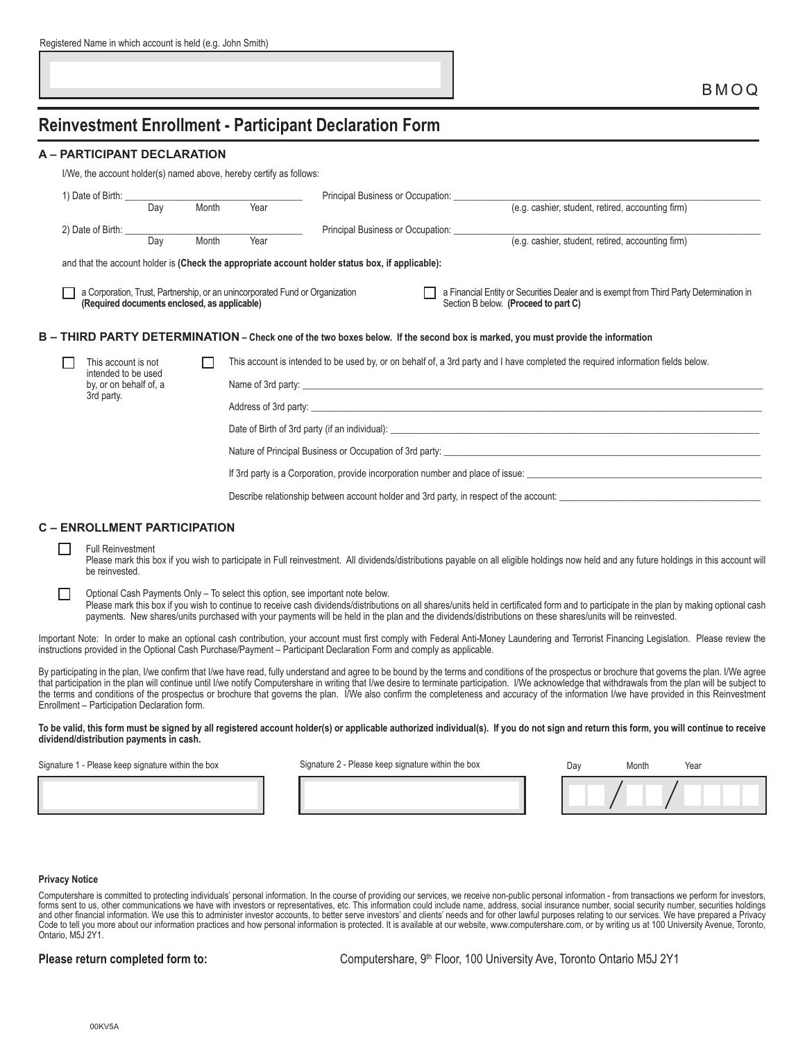Registered Name in which account is held (e.g. John Smith)

BMOQ

# Reinvestment Enrollment - Participant Declaration Form

## A – PARTICIPANT DECLARATION

I/We, the account holder(s) named above, hereby certify as follows:

1) Date of Birth: ______ Day ______ Month ______ Year ______ Principal Business or Occupation: ______________________ (e.g. cashier, student, retired, accounting firm)

2) Date of Birth: ______ Day ______ Month ______ Year ______ Principal Business or Occupation: ______________________ (e.g. cashier, student, retired, accounting firm)

and that the account holder is **(Check the appropriate account holder status box, if applicable):**

☐ a Corporation, Trust, Partnership, or an unincorporated Fund or Organization **(Required documents enclosed, as applicable)**

☐ a Financial Entity or Securities Dealer and is exempt from Third Party Determination in Section B below. **(Proceed to part C)**

## B – THIRD PARTY DETERMINATION – Check one of the two boxes below. If the second box is marked, you must provide the information

☐ This account is not intended to be used by, or on behalf of, a 3rd party.

☐ This account is intended to be used by, or on behalf of, a 3rd party and I have completed the required information fields below.

Name of 3rd party: ______________________

Address of 3rd party: ______________________

Date of Birth of 3rd party (if an individual): ______________________

Nature of Principal Business or Occupation of 3rd party: ______________________

If 3rd party is a Corporation, provide incorporation number and place of issue: ______________________

Describe relationship between account holder and 3rd party, in respect of the account: ______________________

## C – ENROLLMENT PARTICIPATION

☐ Full Reinvestment
Please mark this box if you wish to participate in Full reinvestment. All dividends/distributions payable on all eligible holdings now held and any future holdings in this account will be reinvested.

☐ Optional Cash Payments Only – To select this option, see important note below.
Please mark this box if you wish to continue to receive cash dividends/distributions on all shares/units held in certificated form and to participate in the plan by making optional cash payments. New shares/units purchased with your payments will be held in the plan and the dividends/distributions on these shares/units will be reinvested.

Important Note: In order to make an optional cash contribution, your account must first comply with Federal Anti-Money Laundering and Terrorist Financing Legislation. Please review the instructions provided in the Optional Cash Purchase/Payment – Participant Declaration Form and comply as applicable.

By participating in the plan, I/we confirm that I/we have read, fully understand and agree to be bound by the terms and conditions of the prospectus or brochure that governs the plan. I/We agree that participation in the plan will continue until I/we notify Computershare in writing that I/we desire to terminate participation. I/We acknowledge that withdrawals from the plan will be subject to the terms and conditions of the prospectus or brochure that governs the plan. I/We also confirm the completeness and accuracy of the information I/we have provided in this Reinvestment Enrollment – Participation Declaration form.

**To be valid, this form must be signed by all registered account holder(s) or applicable authorized individual(s). If you do not sign and return this form, you will continue to receive dividend/distribution payments in cash.**

Signature 1 - Please keep signature within the box

Signature 2 - Please keep signature within the box

Day / Month / Year

**Privacy Notice**

Computershare is committed to protecting individuals' personal information. In the course of providing our services, we receive non-public personal information - from transactions we perform for investors, forms sent to us, other communications we have with investors or representatives, etc. This information could include name, address, social insurance number, social security number, securities holdings and other financial information. We use this to administer investor accounts, to better serve investors' and clients' needs and for other lawful purposes relating to our services. We have prepared a Privacy Code to tell you more about our information practices and how personal information is protected. It is available at our website, www.computershare.com, or by writing us at 100 University Avenue, Toronto, Ontario, M5J 2Y1.

**Please return completed form to:** Computershare, 9th Floor, 100 University Ave, Toronto Ontario M5J 2Y1

00KV5A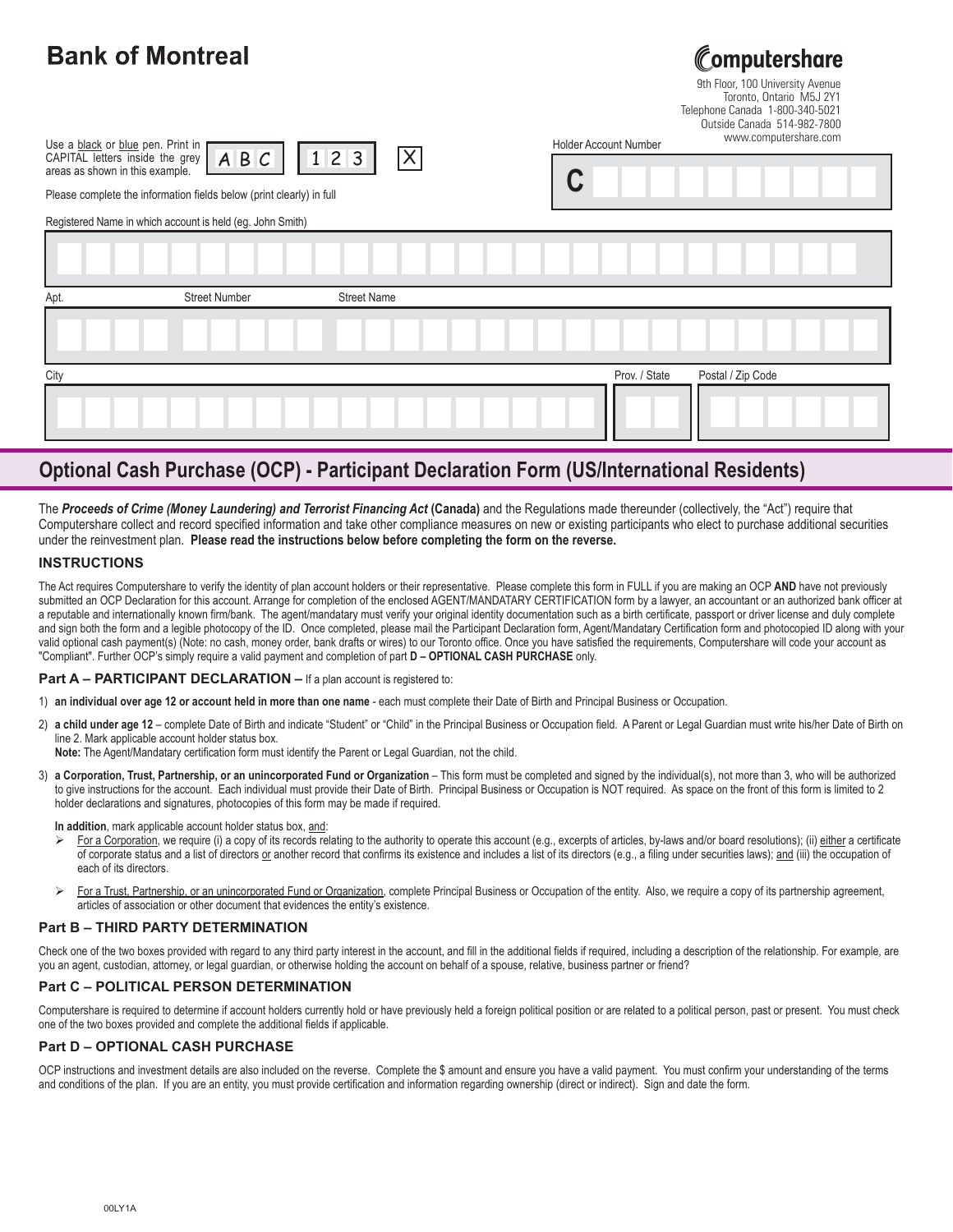**Bank of Montreal**

**Computershare**

9th Floor, 100 University Avenue
Toronto, Ontario M5J 2Y1
Telephone Canada 1-800-340-5021
Outside Canada 514-982-7800
www.computershare.com

Use a black or blue pen. Print in CAPITAL letters inside the grey areas as shown in this example. A B C 1 2 3 X

Please complete the information fields below (print clearly) in full

Holder Account Number C

Registered Name in which account is held (eg. John Smith)

Apt. Street Number Street Name

City Prov. / State Postal / Zip Code

## Optional Cash Purchase (OCP) - Participant Declaration Form (US/International Residents)

The ***Proceeds of Crime (Money Laundering) and Terrorist Financing Act*** **(Canada)** and the Regulations made thereunder (collectively, the "Act") require that Computershare collect and record specified information and take other compliance measures on new or existing participants who elect to purchase additional securities under the reinvestment plan. **Please read the instructions below before completing the form on the reverse.**

### INSTRUCTIONS

The Act requires Computershare to verify the identity of plan account holders or their representative. Please complete this form in FULL if you are making an OCP **AND** have not previously submitted an OCP Declaration for this account. Arrange for completion of the enclosed AGENT/MANDATARY CERTIFICATION form by a lawyer, an accountant or an authorized bank officer at a reputable and internationally known firm/bank. The agent/mandatary must verify your original identity documentation such as a birth certificate, passport or driver license and duly complete and sign both the form and a legible photocopy of the ID. Once completed, please mail the Participant Declaration form, Agent/Mandatary Certification form and photocopied ID along with your valid optional cash payment(s) (Note: no cash, money order, bank drafts or wires) to our Toronto office. Once you have satisfied the requirements, Computershare will code your account as "Compliant". Further OCP's simply require a valid payment and completion of part **D – OPTIONAL CASH PURCHASE** only.

### Part A – PARTICIPANT DECLARATION – If a plan account is registered to:

1) **an individual over age 12 or account held in more than one name** - each must complete their Date of Birth and Principal Business or Occupation.

2) **a child under age 12** – complete Date of Birth and indicate "Student" or "Child" in the Principal Business or Occupation field. A Parent or Legal Guardian must write his/her Date of Birth on line 2. Mark applicable account holder status box.
**Note:** The Agent/Mandatary certification form must identify the Parent or Legal Guardian, not the child.

3) **a Corporation, Trust, Partnership, or an unincorporated Fund or Organization** – This form must be completed and signed by the individual(s), not more than 3, who will be authorized to give instructions for the account. Each individual must provide their Date of Birth. Principal Business or Occupation is NOT required. As space on the front of this form is limited to 2 holder declarations and signatures, photocopies of this form may be made if required.

**In addition**, mark applicable account holder status box, and:

- For a Corporation, we require (i) a copy of its records relating to the authority to operate this account (e.g., excerpts of articles, by-laws and/or board resolutions); (ii) either a certificate of corporate status and a list of directors or another record that confirms its existence and includes a list of its directors (e.g., a filing under securities laws); and (iii) the occupation of each of its directors.
- For a Trust, Partnership, or an unincorporated Fund or Organization, complete Principal Business or Occupation of the entity. Also, we require a copy of its partnership agreement, articles of association or other document that evidences the entity's existence.

### Part B – THIRD PARTY DETERMINATION

Check one of the two boxes provided with regard to any third party interest in the account, and fill in the additional fields if required, including a description of the relationship. For example, are you an agent, custodian, attorney, or legal guardian, or otherwise holding the account on behalf of a spouse, relative, business partner or friend?

### Part C – POLITICAL PERSON DETERMINATION

Computershare is required to determine if account holders currently hold or have previously held a foreign political position or are related to a political person, past or present. You must check one of the two boxes provided and complete the additional fields if applicable.

### Part D – OPTIONAL CASH PURCHASE

OCP instructions and investment details are also included on the reverse. Complete the $ amount and ensure you have a valid payment. You must confirm your understanding of the terms and conditions of the plan. If you are an entity, you must provide certification and information regarding ownership (direct or indirect). Sign and date the form.

00LY1A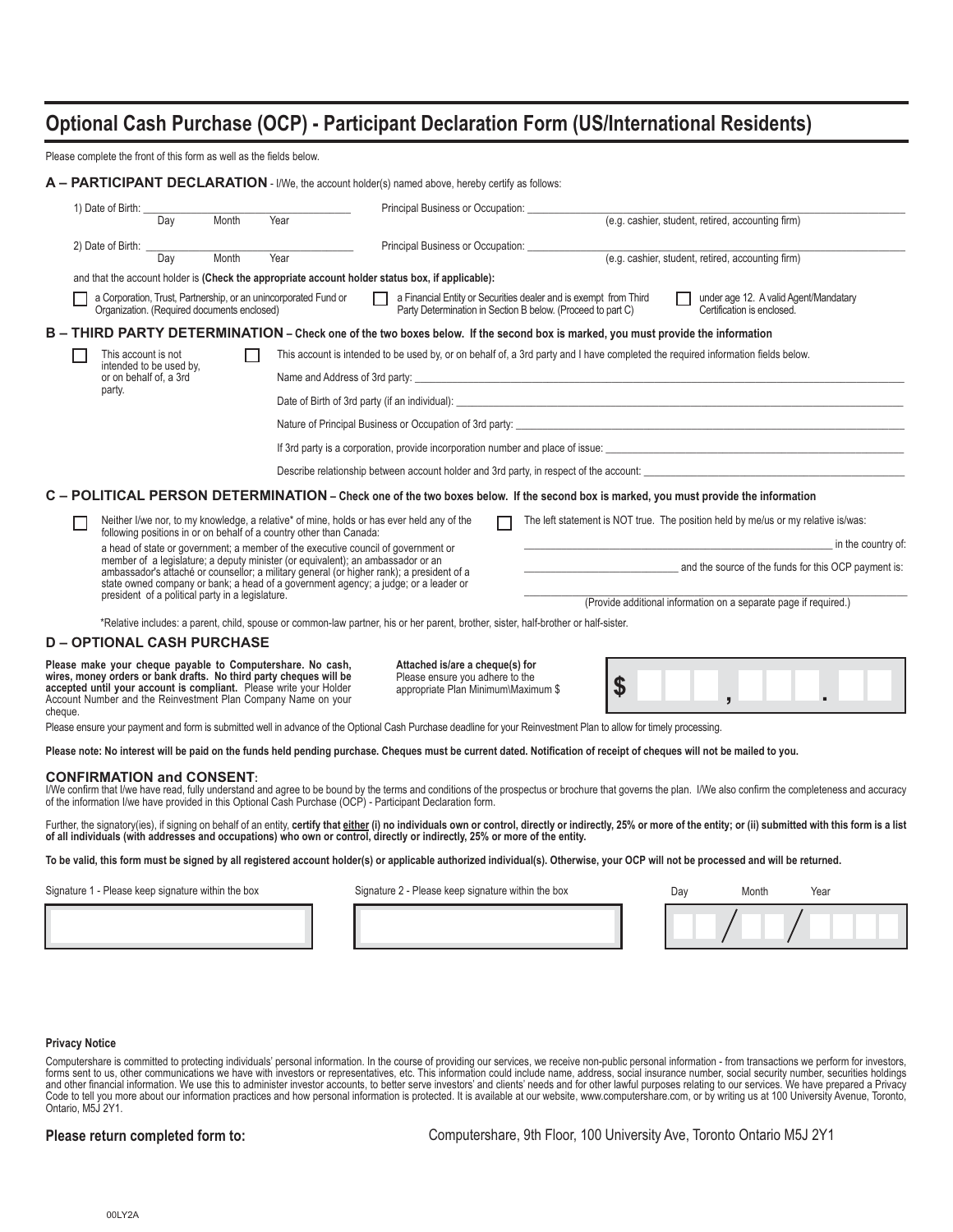# Optional Cash Purchase (OCP) - Participant Declaration Form (US/International Residents)

Please complete the front of this form as well as the fields below.

## A – PARTICIPANT DECLARATION - I/We, the account holder(s) named above, hereby certify as follows:

1) Date of Birth: ______ Day ______ Month ______ Year ______ Principal Business or Occupation: ______ (e.g. cashier, student, retired, accounting firm)

2) Date of Birth: ______ Day ______ Month ______ Year ______ Principal Business or Occupation: ______ (e.g. cashier, student, retired, accounting firm)

and that the account holder is **(Check the appropriate account holder status box, if applicable):**

- ☐ a Corporation, Trust, Partnership, or an unincorporated Fund or Organization. (Required documents enclosed)
- ☐ a Financial Entity or Securities dealer and is exempt from Third Party Determination in Section B below. (Proceed to part C)
- ☐ under age 12. A valid Agent/Mandatary Certification is enclosed.

## B – THIRD PARTY DETERMINATION – Check one of the two boxes below. If the second box is marked, you must provide the information

- ☐ This account is not intended to be used by, or on behalf of, a 3rd party.
- ☐ This account is intended to be used by, or on behalf of, a 3rd party and I have completed the required information fields below.

Name and Address of 3rd party: ______

Date of Birth of 3rd party (if an individual): ______

Nature of Principal Business or Occupation of 3rd party: ______

If 3rd party is a corporation, provide incorporation number and place of issue: ______

Describe relationship between account holder and 3rd party, in respect of the account: ______

## C – POLITICAL PERSON DETERMINATION – Check one of the two boxes below. If the second box is marked, you must provide the information

- ☐ Neither I/we nor, to my knowledge, a relative* of mine, holds or has ever held any of the following positions in or on behalf of a country other than Canada:

  a head of state or government; a member of the executive council of government or member of a legislature; a deputy minister (or equivalent); an ambassador or an ambassador's attaché or counsellor; a military general (or higher rank); a president of a state owned company or bank; a head of a government agency; a judge; or a leader or president of a political party in a legislature.

- ☐ The left statement is NOT true. The position held by me/us or my relative is/was:

  ______ in the country of:

  ______ and the source of the funds for this OCP payment is:

  ______ (Provide additional information on a separate page if required.)

*Relative includes: a parent, child, spouse or common-law partner, his or her parent, brother, sister, half-brother or half-sister.

## D – OPTIONAL CASH PURCHASE

**Please make your cheque payable to Computershare. No cash, wires, money orders or bank drafts. No third party cheques will be accepted until your account is compliant.** Please write your Holder Account Number and the Reinvestment Plan Company Name on your cheque.

**Attached is/are a cheque(s) for** Please ensure you adhere to the appropriate Plan Minimum\Maximum $

**$** ___ ___ ___ **,** ___ ___ ___ **.** ___ ___

Please ensure your payment and form is submitted well in advance of the Optional Cash Purchase deadline for your Reinvestment Plan to allow for timely processing.

**Please note: No interest will be paid on the funds held pending purchase. Cheques must be current dated. Notification of receipt of cheques will not be mailed to you.**

## CONFIRMATION and CONSENT:

I/We confirm that I/we have read, fully understand and agree to be bound by the terms and conditions of the prospectus or brochure that governs the plan. I/We also confirm the completeness and accuracy of the information I/we have provided in this Optional Cash Purchase (OCP) - Participant Declaration form.

Further, the signatory(ies), if signing on behalf of an entity, **certify that either (i) no individuals own or control, directly or indirectly, 25% or more of the entity; or (ii) submitted with this form is a list of all individuals (with addresses and occupations) who own or control, directly or indirectly, 25% or more of the entity.**

**To be valid, this form must be signed by all registered account holder(s) or applicable authorized individual(s). Otherwise, your OCP will not be processed and will be returned.**

| Signature 1 - Please keep signature within the box | Signature 2 - Please keep signature within the box | Day / Month / Year |
|---|---|---|
| | | ___ ___ / ___ ___ / ___ ___ ___ ___ |

**Privacy Notice**

Computershare is committed to protecting individuals' personal information. In the course of providing our services, we receive non-public personal information - from transactions we perform for investors, forms sent to us, other communications we have with investors or representatives, etc. This information could include name, address, social insurance number, social security number, securities holdings and other financial information. We use this to administer investor accounts, to better serve investors' and clients' needs and for other lawful purposes relating to our services. We have prepared a Privacy Code to tell you more about our information practices and how personal information is protected. It is available at our website, www.computershare.com, or by writing us at 100 University Avenue, Toronto, Ontario, M5J 2Y1.

**Please return completed form to:** Computershare, 9th Floor, 100 University Ave, Toronto Ontario M5J 2Y1

00LY2A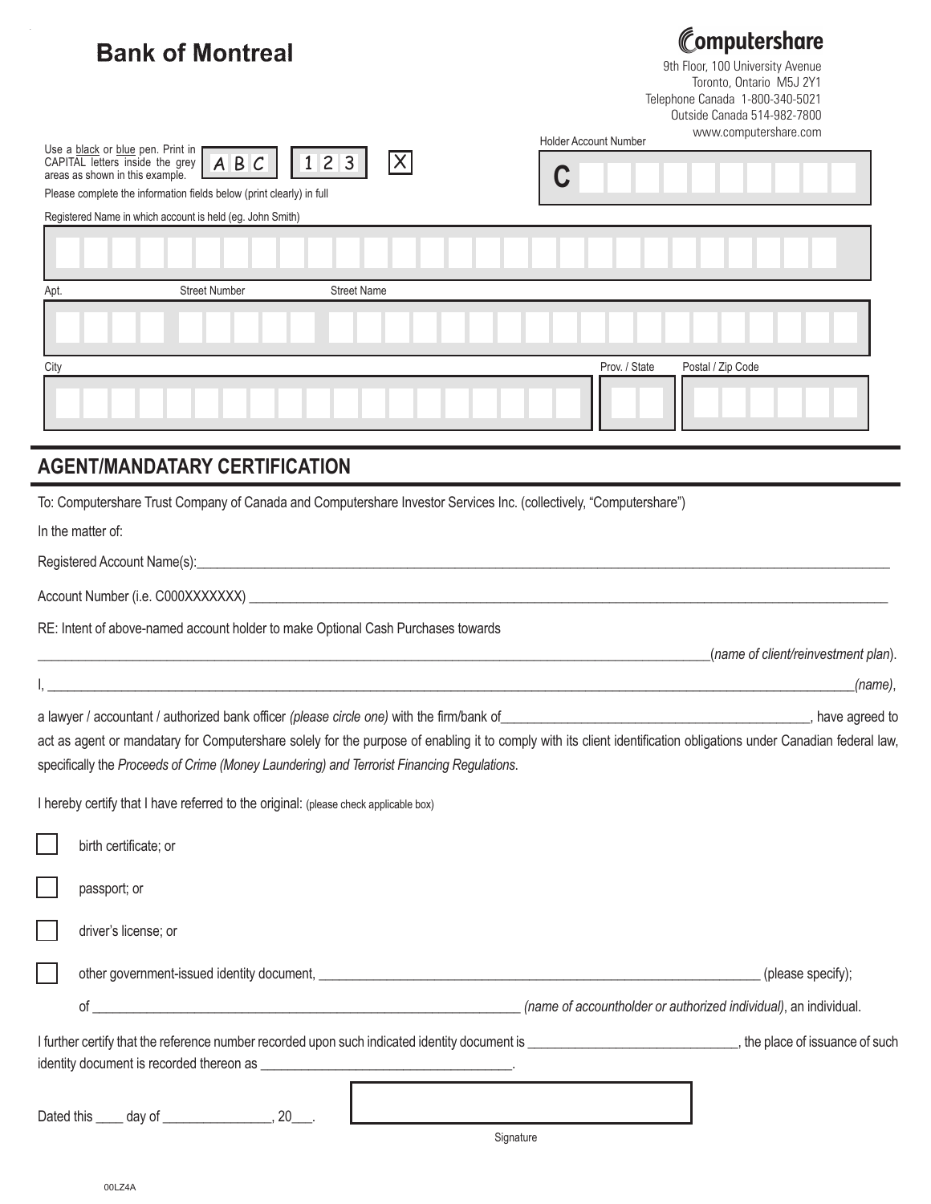**Bank of Montreal**

**Computershare**

9th Floor, 100 University Avenue
Toronto, Ontario M5J 2Y1
Telephone Canada 1-800-340-5021
Outside Canada 514-982-7800
www.computershare.com

Use a black or blue pen. Print in CAPITAL letters inside the grey areas as shown in this example. A B C | 1 2 3 | X

Please complete the information fields below (print clearly) in full

Holder Account Number: C

Registered Name in which account is held (eg. John Smith)

Apt. | Street Number | Street Name

City | Prov. / State | Postal / Zip Code

## AGENT/MANDATARY CERTIFICATION

To: Computershare Trust Company of Canada and Computershare Investor Services Inc. (collectively, "Computershare")

In the matter of:

Registered Account Name(s):______________________________________________

Account Number (i.e. C000XXXXXXX) ______________________________________________

RE: Intent of above-named account holder to make Optional Cash Purchases towards

______________________________________________(*name of client/reinvestment plan*).

I, ______________________________________________(*name*),

a lawyer / accountant / authorized bank officer *(please circle one)* with the firm/bank of______________________, have agreed to act as agent or mandatary for Computershare solely for the purpose of enabling it to comply with its client identification obligations under Canadian federal law, specifically the *Proceeds of Crime (Money Laundering) and Terrorist Financing Regulations*.

I hereby certify that I have referred to the original: (please check applicable box)

- ☐ birth certificate; or
- ☐ passport; or
- ☐ driver's license; or
- ☐ other government-issued identity document, ______________________________ (please specify);

of ______________________________ *(name of accountholder or authorized individual)*, an individual.

I further certify that the reference number recorded upon such indicated identity document is ______________________, the place of issuance of such identity document is recorded thereon as ______________________.

Dated this ____ day of ________________, 20___.

Signature

00LZ4A